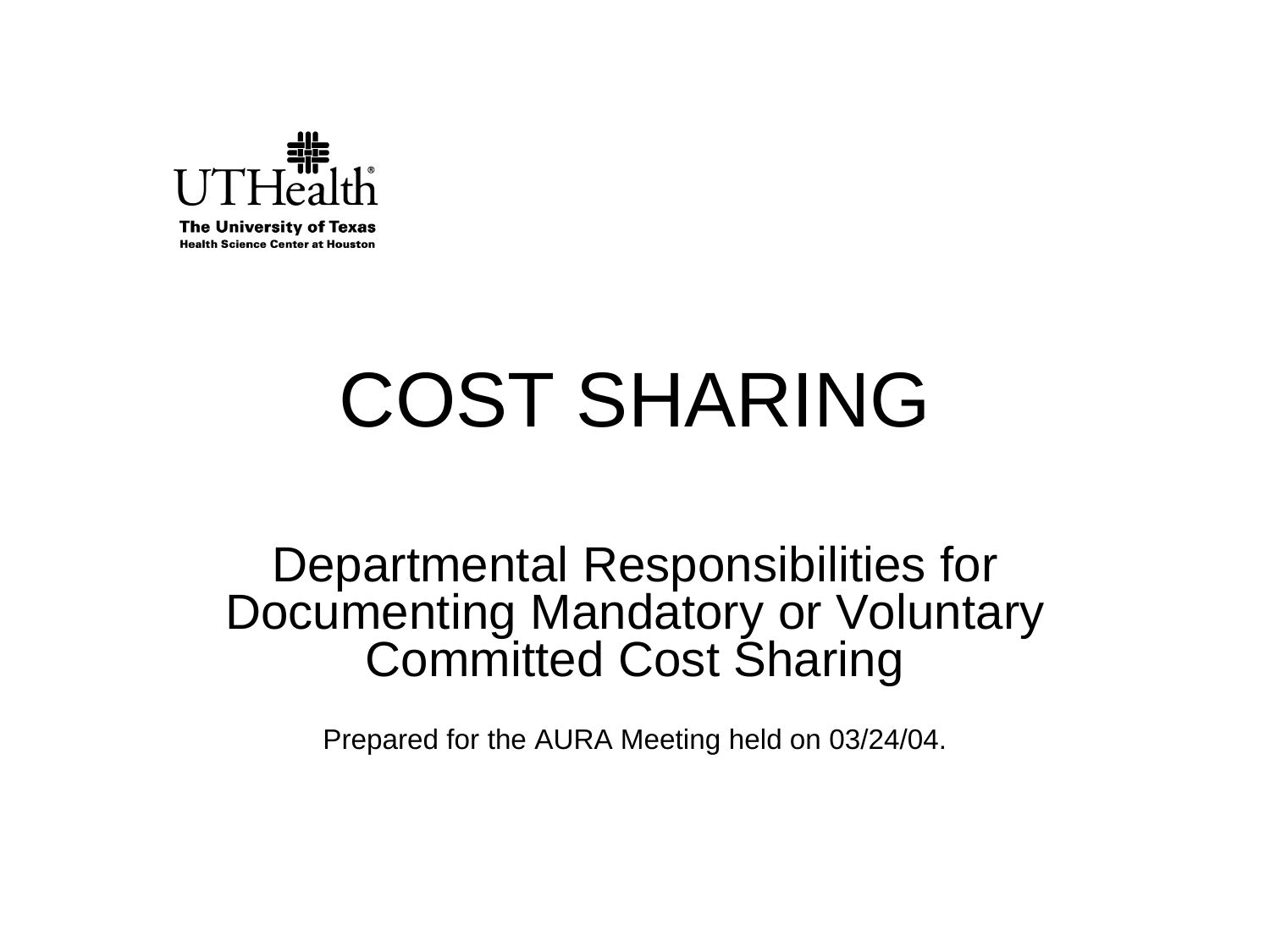UTHealth

The University of Texas
Health Science Center at Houston

# COST SHARING

## Departmental Responsibilities for Documenting Mandatory or Voluntary Committed Cost Sharing

Prepared for the AURA Meeting held on 03/24/04.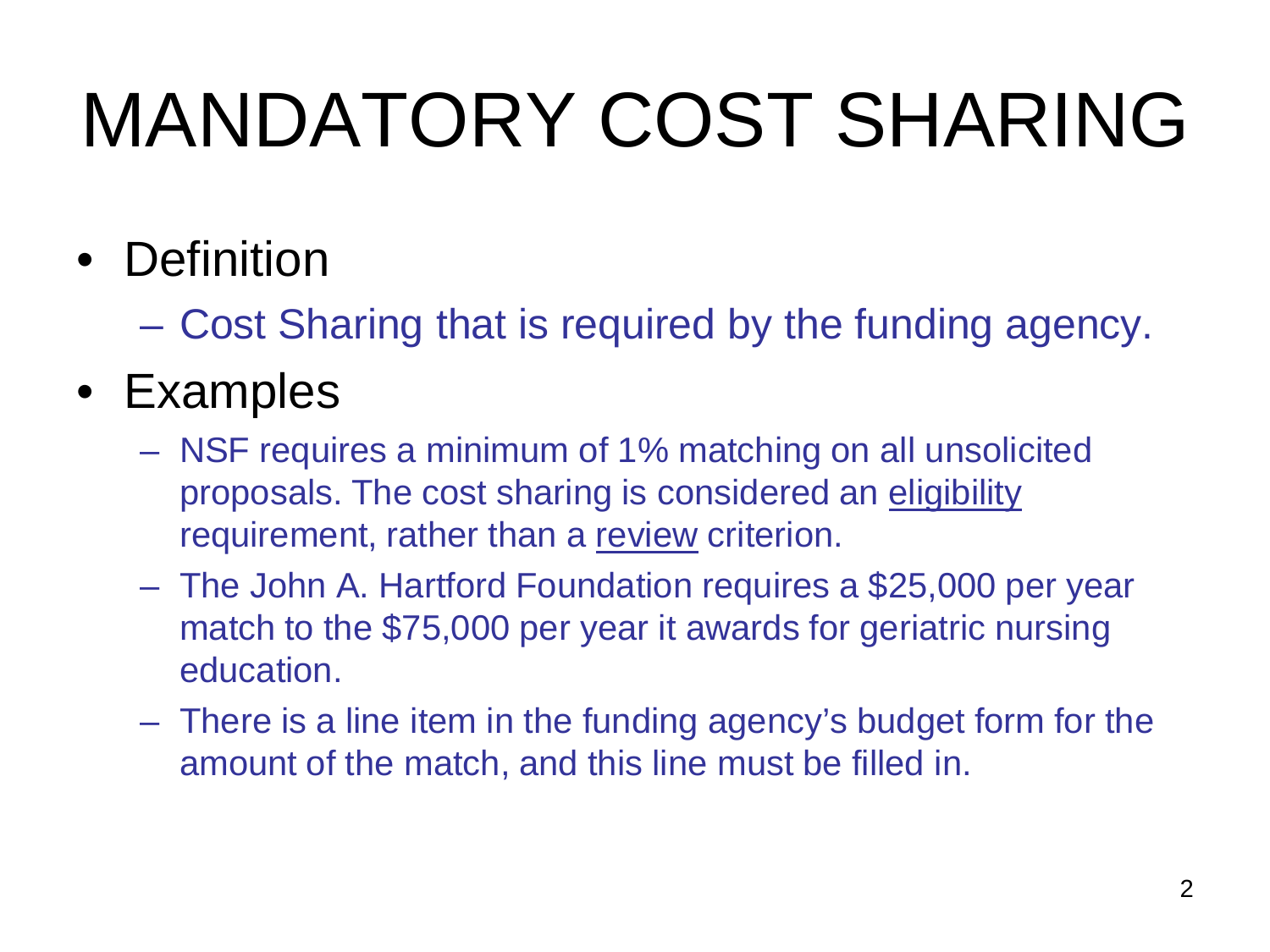# MANDATORY COST SHARING

- Definition
  - Cost Sharing that is required by the funding agency.
- Examples
  - NSF requires a minimum of 1% matching on all unsolicited proposals. The cost sharing is considered an <u>eligibility</u> requirement, rather than a <u>review</u> criterion.
  - The John A. Hartford Foundation requires a $25,000 per year match to the $75,000 per year it awards for geriatric nursing education.
  - There is a line item in the funding agency's budget form for the amount of the match, and this line must be filled in.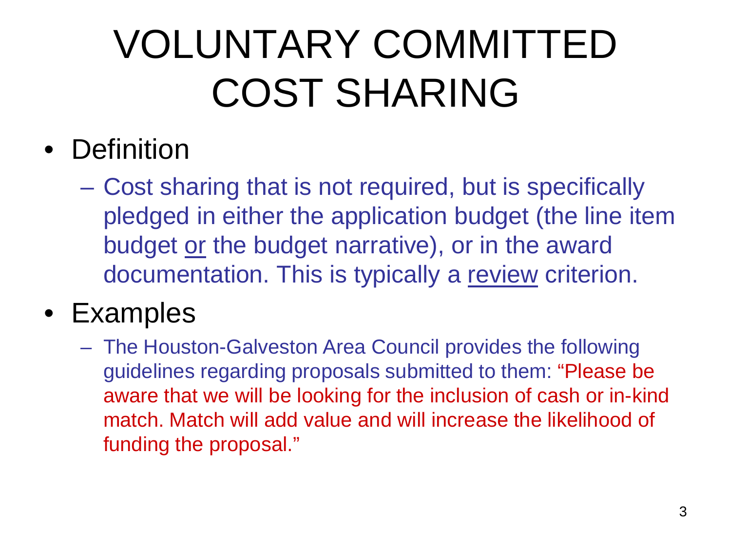# VOLUNTARY COMMITTED COST SHARING

- Definition
  - Cost sharing that is not required, but is specifically pledged in either the application budget (the line item budget <u>or</u> the budget narrative), or in the award documentation. This is typically a <u>review</u> criterion.
- Examples
  - The Houston-Galveston Area Council provides the following guidelines regarding proposals submitted to them: "Please be aware that we will be looking for the inclusion of cash or in-kind match. Match will add value and will increase the likelihood of funding the proposal."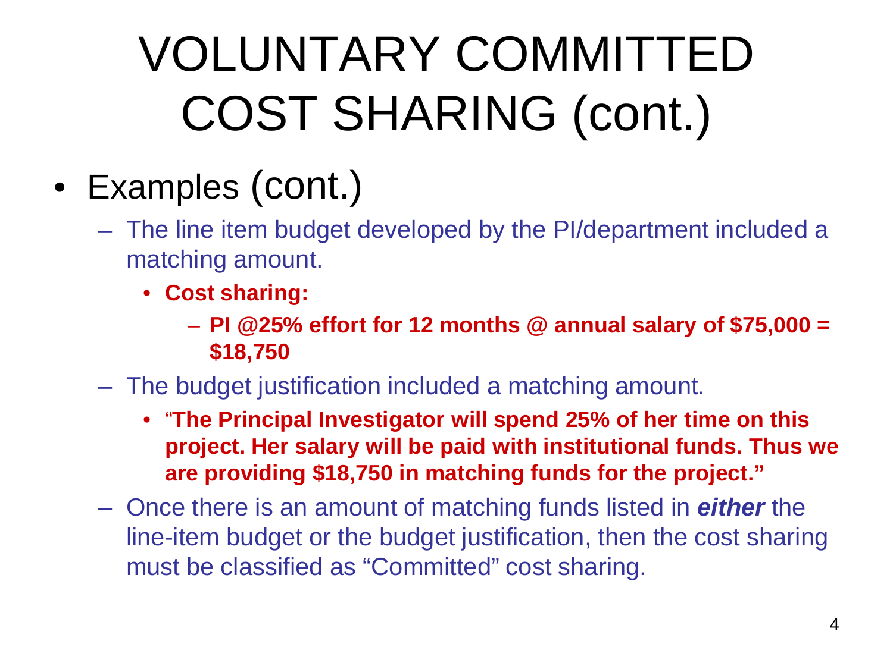# VOLUNTARY COMMITTED COST SHARING (cont.)

- Examples (cont.)
  - The line item budget developed by the PI/department included a matching amount.
    - **Cost sharing:**
      - **PI @25% effort for 12 months @ annual salary of $75,000 = $18,750**
  - The budget justification included a matching amount.
    - **"The Principal Investigator will spend 25% of her time on this project. Her salary will be paid with institutional funds. Thus we are providing $18,750 in matching funds for the project."**
  - Once there is an amount of matching funds listed in ***either*** the line-item budget or the budget justification, then the cost sharing must be classified as "Committed" cost sharing.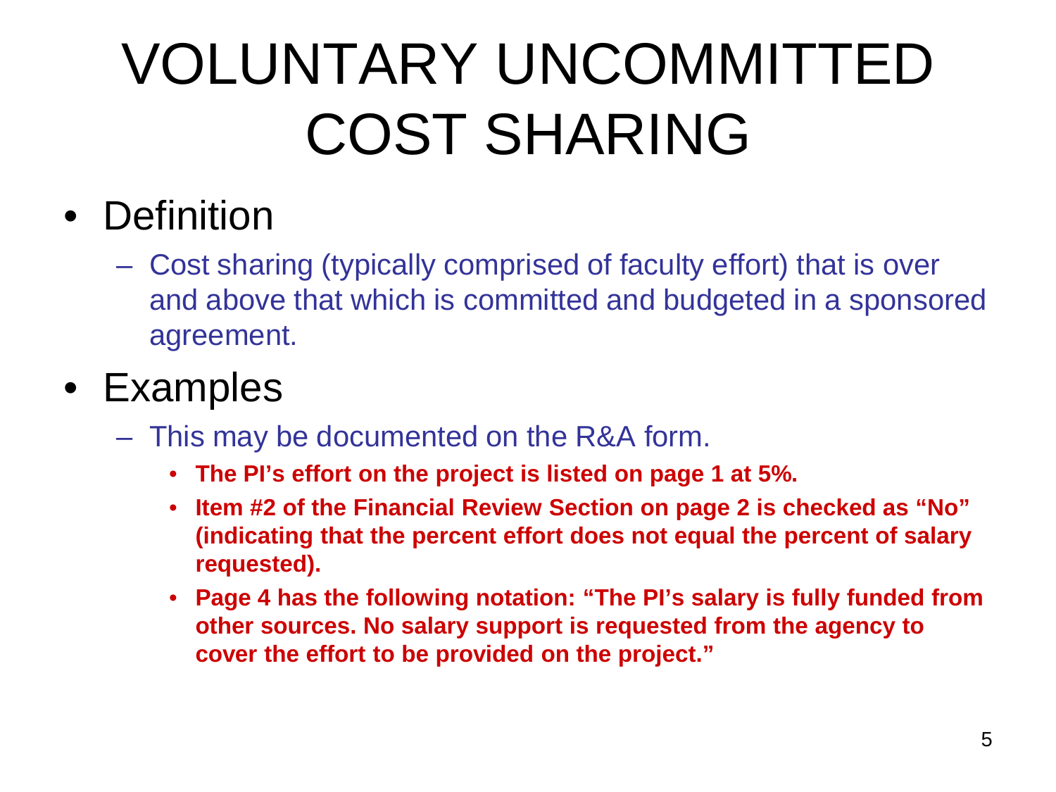# VOLUNTARY UNCOMMITTED COST SHARING

- Definition
  - Cost sharing (typically comprised of faculty effort) that is over and above that which is committed and budgeted in a sponsored agreement.
- Examples
  - This may be documented on the R&A form.
    - **The PI's effort on the project is listed on page 1 at 5%.**
    - **Item #2 of the Financial Review Section on page 2 is checked as "No" (indicating that the percent effort does not equal the percent of salary requested).**
    - **Page 4 has the following notation: "The PI's salary is fully funded from other sources. No salary support is requested from the agency to cover the effort to be provided on the project."**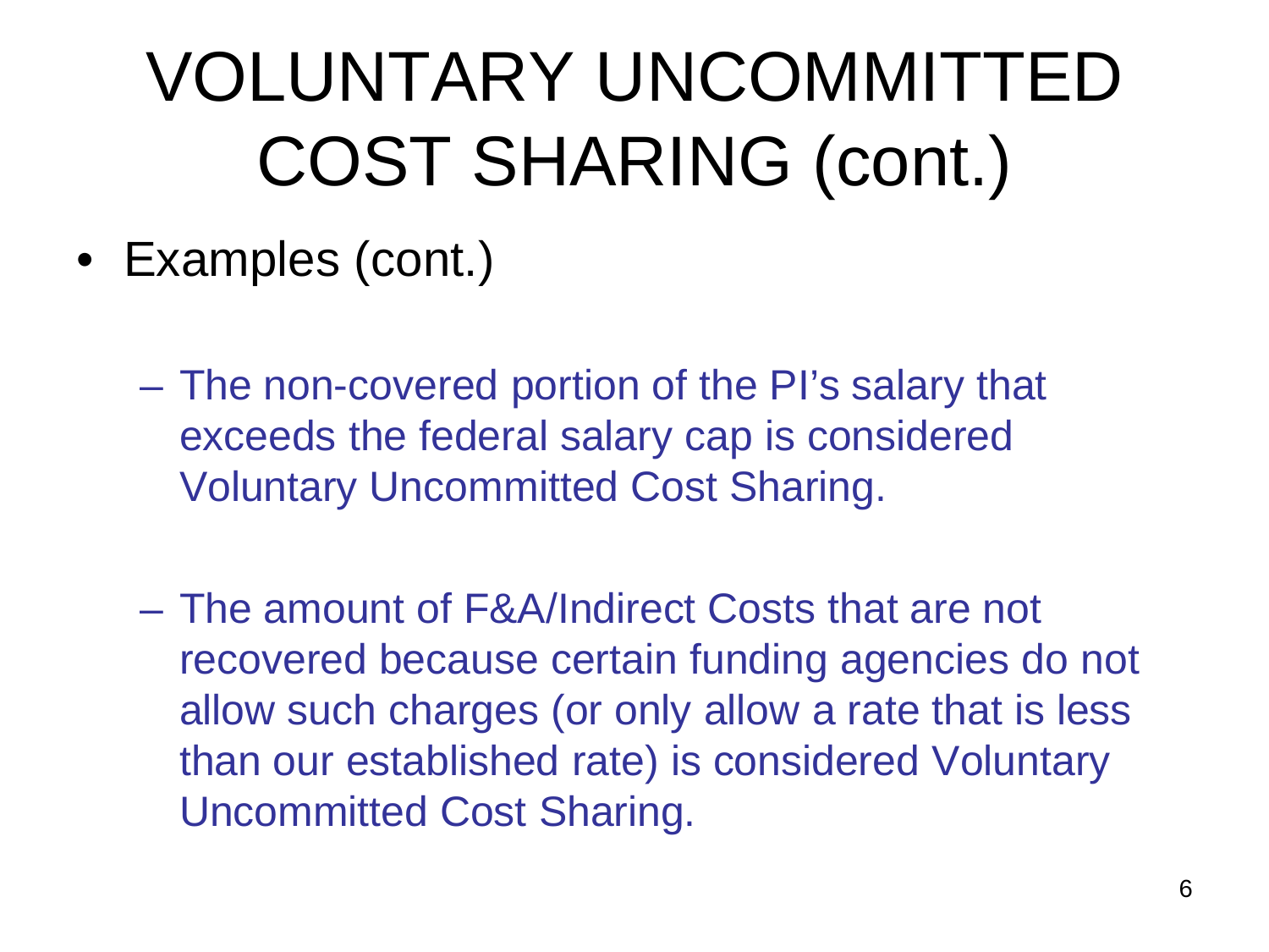# VOLUNTARY UNCOMMITTED COST SHARING (cont.)

- Examples (cont.)
  - The non-covered portion of the PI's salary that exceeds the federal salary cap is considered Voluntary Uncommitted Cost Sharing.
  - The amount of F&A/Indirect Costs that are not recovered because certain funding agencies do not allow such charges (or only allow a rate that is less than our established rate) is considered Voluntary Uncommitted Cost Sharing.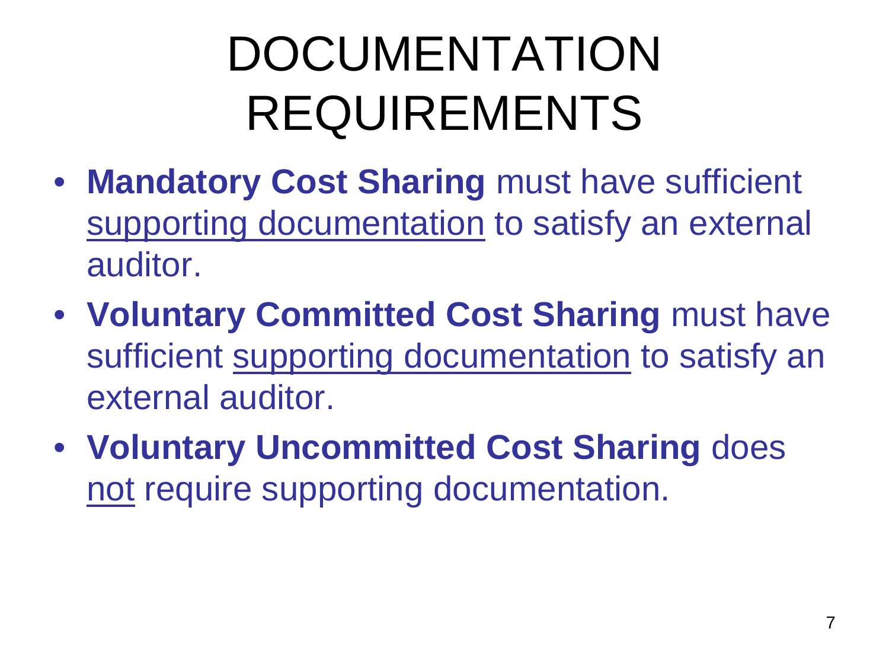# DOCUMENTATION REQUIREMENTS

- **Mandatory Cost Sharing** must have sufficient <u>supporting documentation</u> to satisfy an external auditor.
- **Voluntary Committed Cost Sharing** must have sufficient <u>supporting documentation</u> to satisfy an external auditor.
- **Voluntary Uncommitted Cost Sharing** does <u>not</u> require supporting documentation.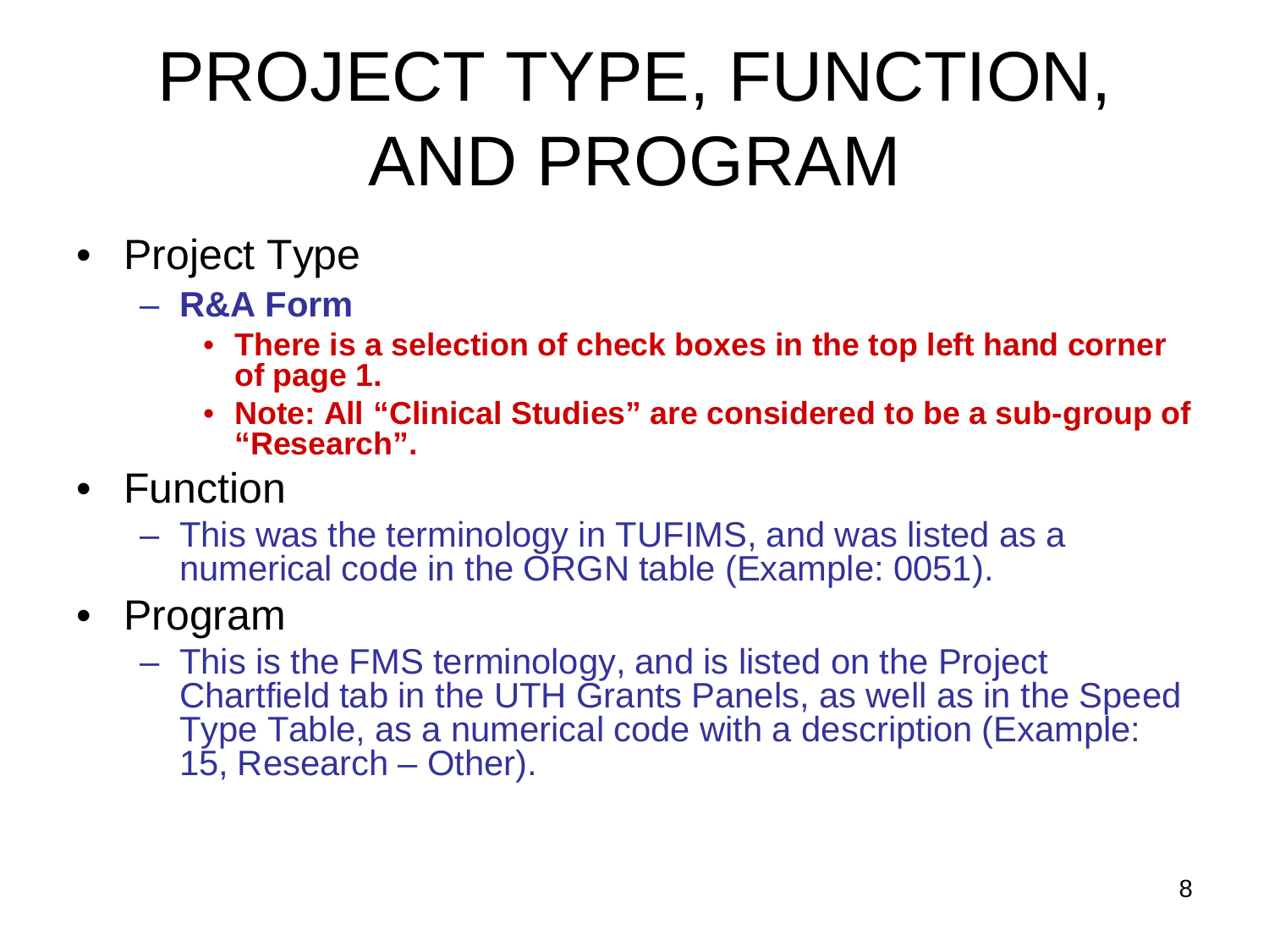# PROJECT TYPE, FUNCTION, AND PROGRAM

- Project Type
  - **R&A Form**
    - **There is a selection of check boxes in the top left hand corner of page 1.**
    - **Note: All "Clinical Studies" are considered to be a sub-group of "Research".**
- Function
  - This was the terminology in TUFIMS, and was listed as a numerical code in the ORGN table (Example: 0051).
- Program
  - This is the FMS terminology, and is listed on the Project Chartfield tab in the UTH Grants Panels, as well as in the Speed Type Table, as a numerical code with a description (Example: 15, Research – Other).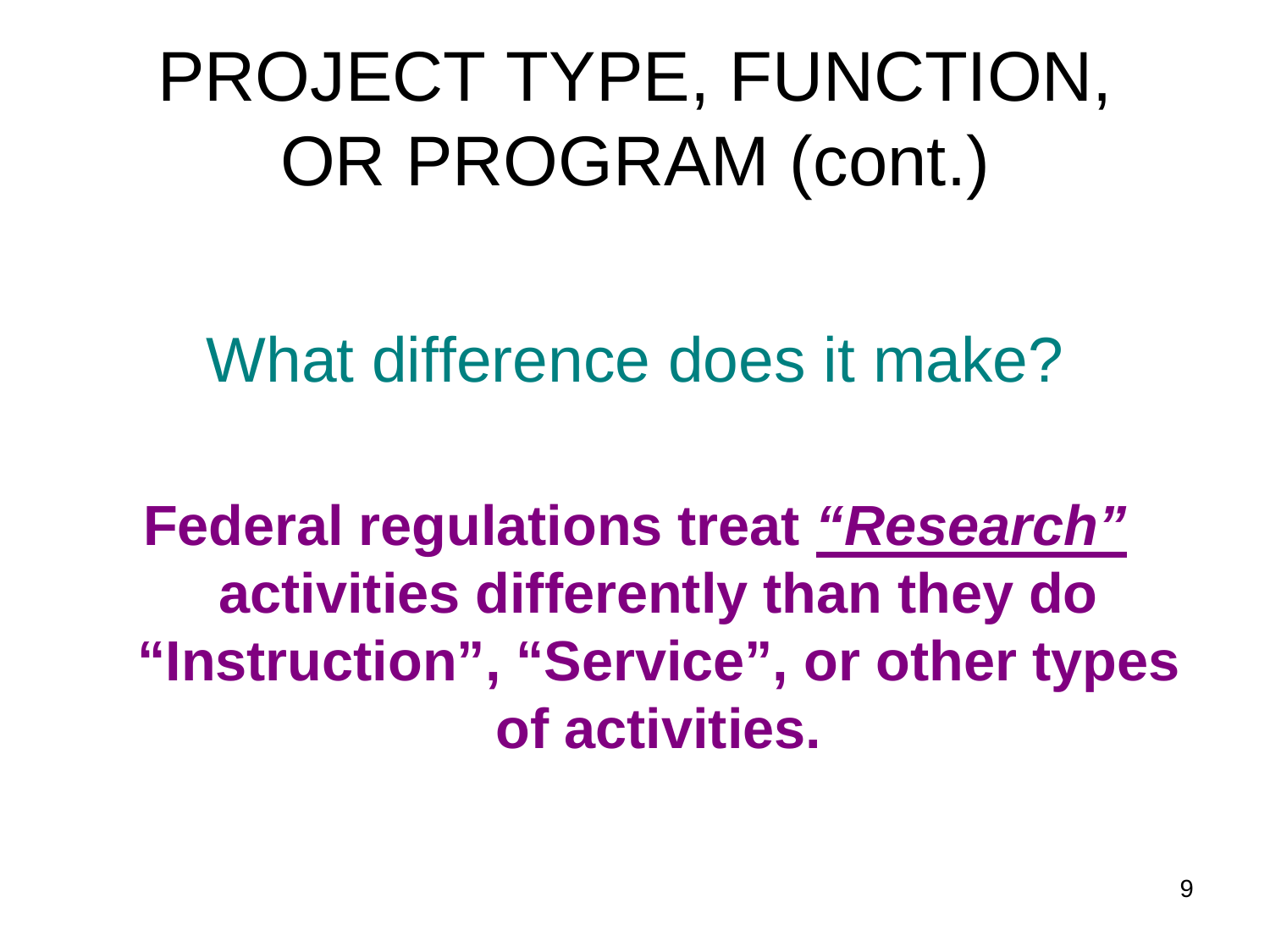# PROJECT TYPE, FUNCTION, OR PROGRAM (cont.)

## What difference does it make?

**Federal regulations treat *"Research"* activities differently than they do "Instruction", "Service", or other types of activities.**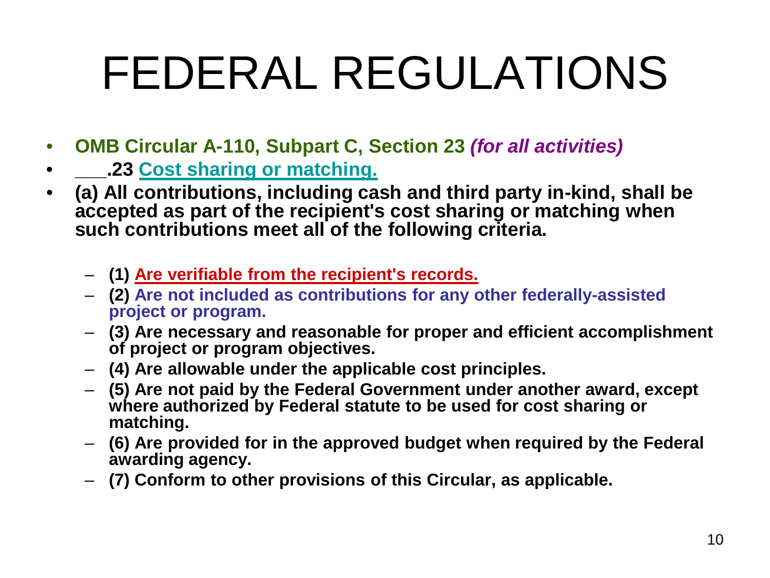# FEDERAL REGULATIONS

- **OMB Circular A-110, Subpart C, Section 23** ***(for all activities)***
- **___.23 Cost sharing or matching.**
- **(a) All contributions, including cash and third party in-kind, shall be accepted as part of the recipient's cost sharing or matching when such contributions meet all of the following criteria.**
  - **(1) Are verifiable from the recipient's records.**
  - **(2) Are not included as contributions for any other federally-assisted project or program.**
  - **(3) Are necessary and reasonable for proper and efficient accomplishment of project or program objectives.**
  - **(4) Are allowable under the applicable cost principles.**
  - **(5) Are not paid by the Federal Government under another award, except where authorized by Federal statute to be used for cost sharing or matching.**
  - **(6) Are provided for in the approved budget when required by the Federal awarding agency.**
  - **(7) Conform to other provisions of this Circular, as applicable.**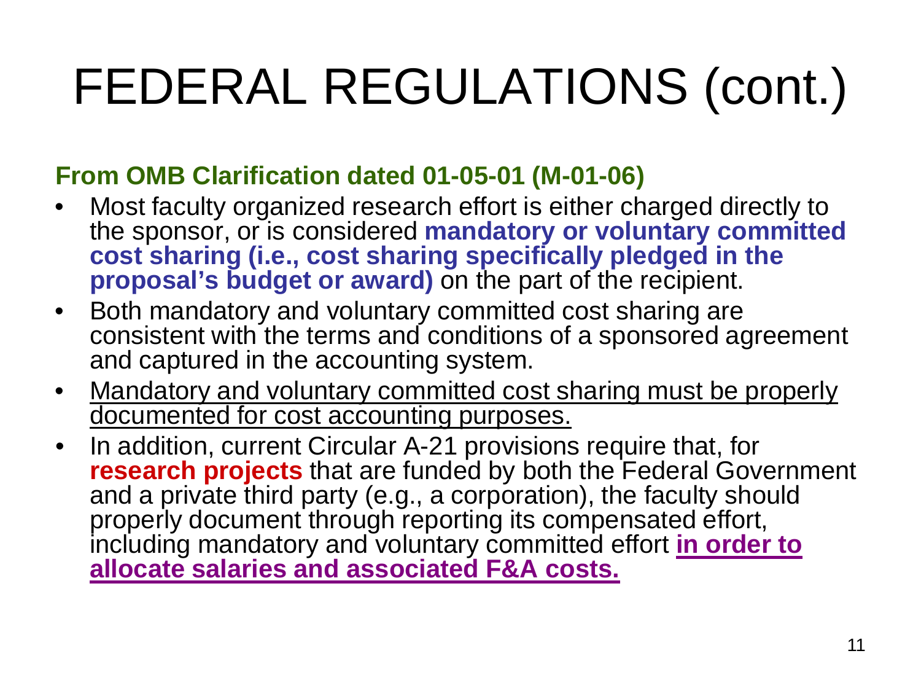# FEDERAL REGULATIONS (cont.)

**From OMB Clarification dated 01-05-01 (M-01-06)**

- Most faculty organized research effort is either charged directly to the sponsor, or is considered **mandatory or voluntary committed cost sharing (i.e., cost sharing specifically pledged in the proposal's budget or award)** on the part of the recipient.
- Both mandatory and voluntary committed cost sharing are consistent with the terms and conditions of a sponsored agreement and captured in the accounting system.
- <u>Mandatory and voluntary committed cost sharing must be properly documented for cost accounting purposes.</u>
- In addition, current Circular A-21 provisions require that, for **research projects** that are funded by both the Federal Government and a private third party (e.g., a corporation), the faculty should properly document through reporting its compensated effort, including mandatory and voluntary committed effort **<u>in order to allocate salaries and associated F&A costs.</u>**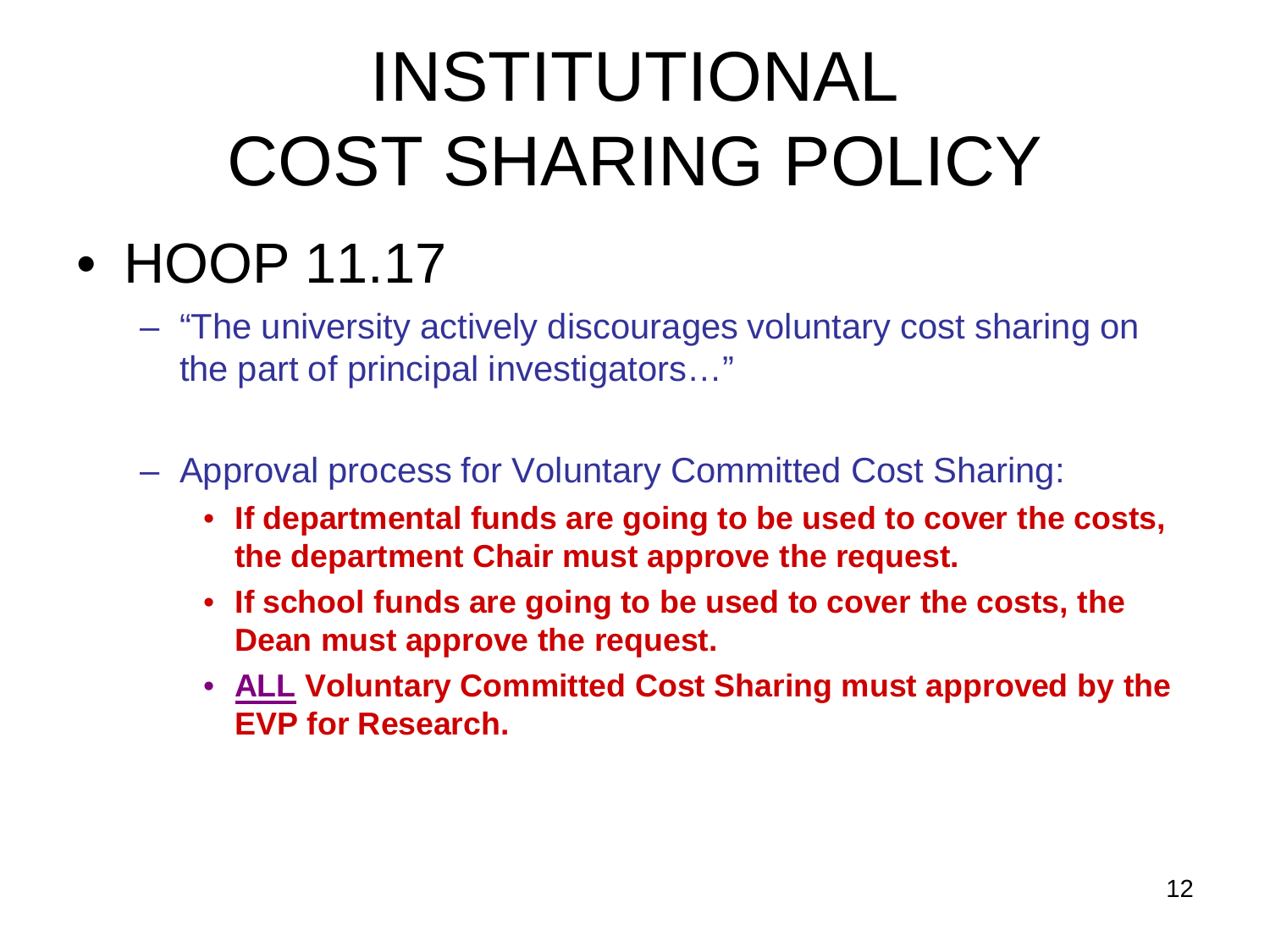# INSTITUTIONAL COST SHARING POLICY

- HOOP 11.17
  - "The university actively discourages voluntary cost sharing on the part of principal investigators…"
  - Approval process for Voluntary Committed Cost Sharing:
    - **If departmental funds are going to be used to cover the costs, the department Chair must approve the request.**
    - **If school funds are going to be used to cover the costs, the Dean must approve the request.**
    - **ALL Voluntary Committed Cost Sharing must approved by the EVP for Research.**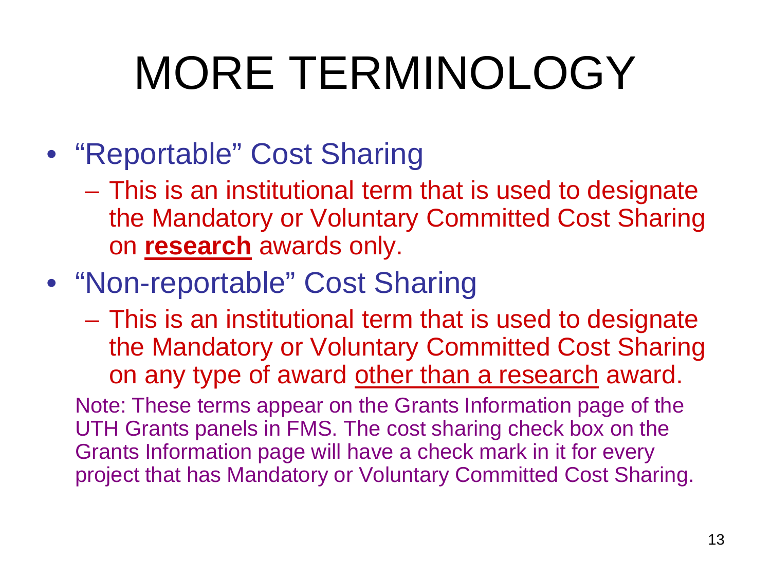# MORE TERMINOLOGY

- "Reportable" Cost Sharing
  - This is an institutional term that is used to designate the Mandatory or Voluntary Committed Cost Sharing on **research** awards only.
- "Non-reportable" Cost Sharing
  - This is an institutional term that is used to designate the Mandatory or Voluntary Committed Cost Sharing on any type of award other than a research award.

Note: These terms appear on the Grants Information page of the UTH Grants panels in FMS. The cost sharing check box on the Grants Information page will have a check mark in it for every project that has Mandatory or Voluntary Committed Cost Sharing.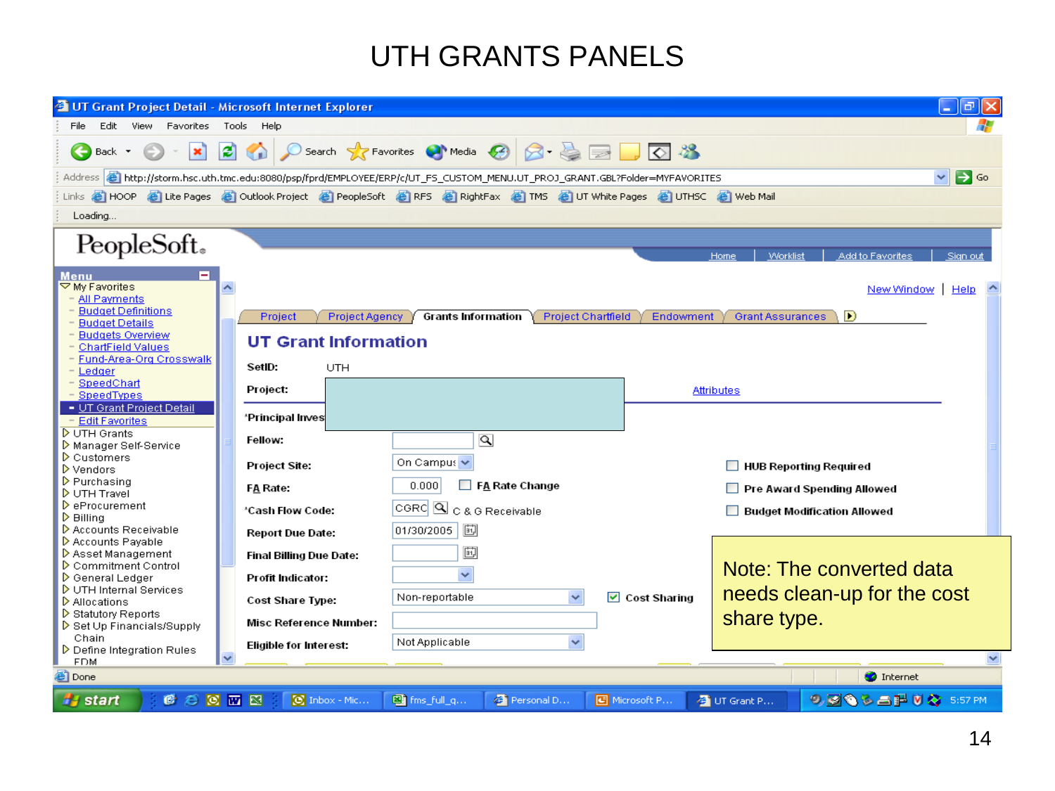# UTH GRANTS PANELS

UT Grant Project Detail - Microsoft Internet Explorer

File Edit View Favorites Tools Help

Address http://storm.hsc.uth.tmc.edu:8080/psp/fprd/EMPLOYEE/ERP/c/UT_FS_CUSTOM_MENU.UT_PROJ_GRANT.GBL?Folder=MYFAVORITES

Links HOOP Lite Pages Outlook Project PeopleSoft RFS RightFax TMS UT White Pages UTHSC Web Mail

PeopleSoft.

Home | Worklist | Add to Favorites | Sign out

**Menu**

- My Favorites
  - All Payments
  - Budget Definitions
  - Budget Details
  - Budgets Overview
  - ChartField Values
  - Fund-Area-Org Crosswalk
  - Ledger
  - SpeedChart
  - SpeedTypes
  - UT Grant Project Detail
  - Edit Favorites
- UTH Grants
- Manager Self-Service
- Customers
- Vendors
- Purchasing
- UTH Travel
- eProcurement
- Billing
- Accounts Receivable
- Accounts Payable
- Asset Management
- Commitment Control
- General Ledger
- UTH Internal Services
- Allocations
- Statutory Reports
- Set Up Financials/Supply Chain
- Define Integration Rules
- EDM

New Window | Help

Project | Project Agency | Grants Information | Project Chartfield | Endowment | Grant Assurances

## UT Grant Information

SetID: UTH

Project:

Attributes

*Principal Inves

Fellow:

Project Site: On Campus

FA Rate: 0.000 ☐ FA Rate Change

*Cash Flow Code: CGRC C & G Receivable

Report Due Date: 01/30/2005

Final Billing Due Date:

Profit Indicator:

Cost Share Type: Non-reportable ☑ Cost Sharing

Misc Reference Number:

Eligible for Interest: Not Applicable

☐ HUB Reporting Required

☐ Pre Award Spending Allowed

☐ Budget Modification Allowed

Note: The converted data needs clean-up for the cost share type.

Done | Internet

start | Inbox - Mic... | fms_full_q... | Personal D... | Microsoft P... | UT Grant P... | 5:57 PM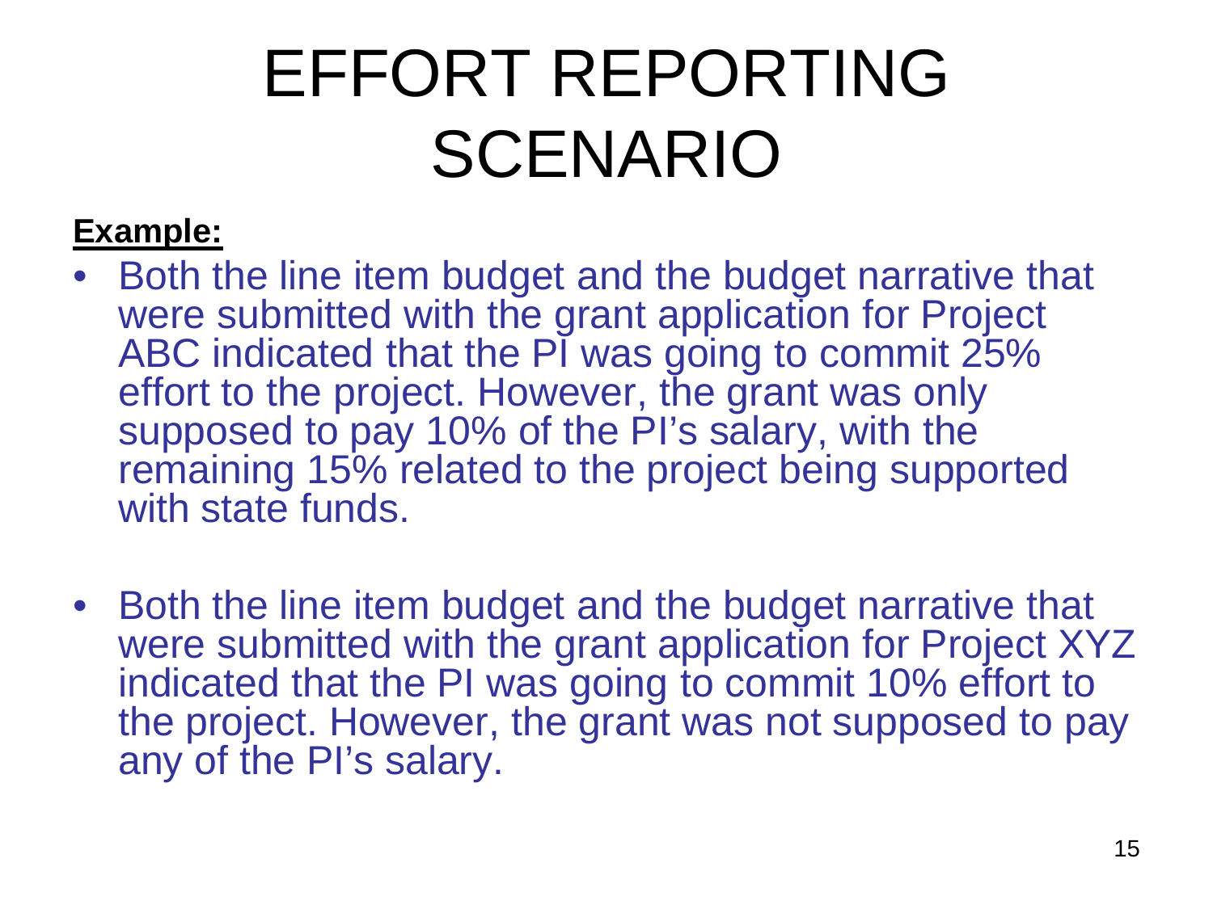# EFFORT REPORTING SCENARIO

**Example:**

- Both the line item budget and the budget narrative that were submitted with the grant application for Project ABC indicated that the PI was going to commit 25% effort to the project. However, the grant was only supposed to pay 10% of the PI's salary, with the remaining 15% related to the project being supported with state funds.

- Both the line item budget and the budget narrative that were submitted with the grant application for Project XYZ indicated that the PI was going to commit 10% effort to the project. However, the grant was not supposed to pay any of the PI's salary.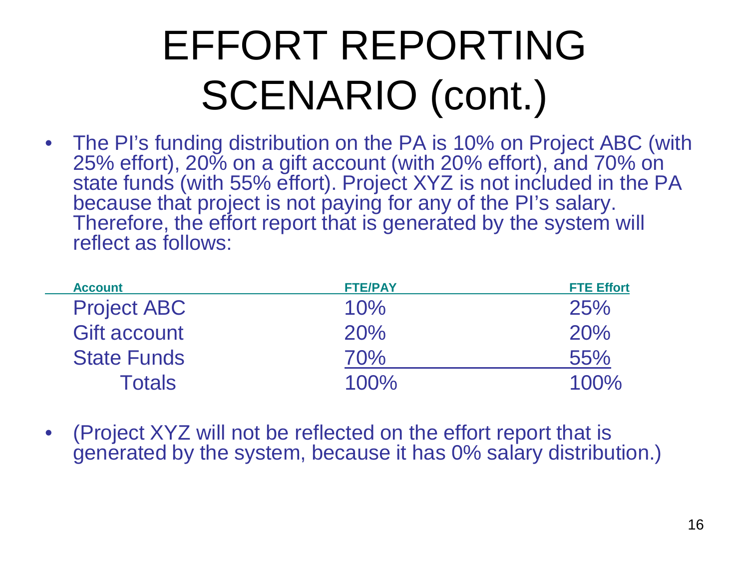# EFFORT REPORTING SCENARIO (cont.)

- The PI's funding distribution on the PA is 10% on Project ABC (with 25% effort), 20% on a gift account (with 20% effort), and 70% on state funds (with 55% effort). Project XYZ is not included in the PA because that project is not paying for any of the PI's salary. Therefore, the effort report that is generated by the system will reflect as follows:

| Account | FTE/PAY | FTE Effort |
|---|---|---|
| Project ABC | 10% | 25% |
| Gift account | 20% | 20% |
| State Funds | 70% | 55% |
| Totals | 100% | 100% |

- (Project XYZ will not be reflected on the effort report that is generated by the system, because it has 0% salary distribution.)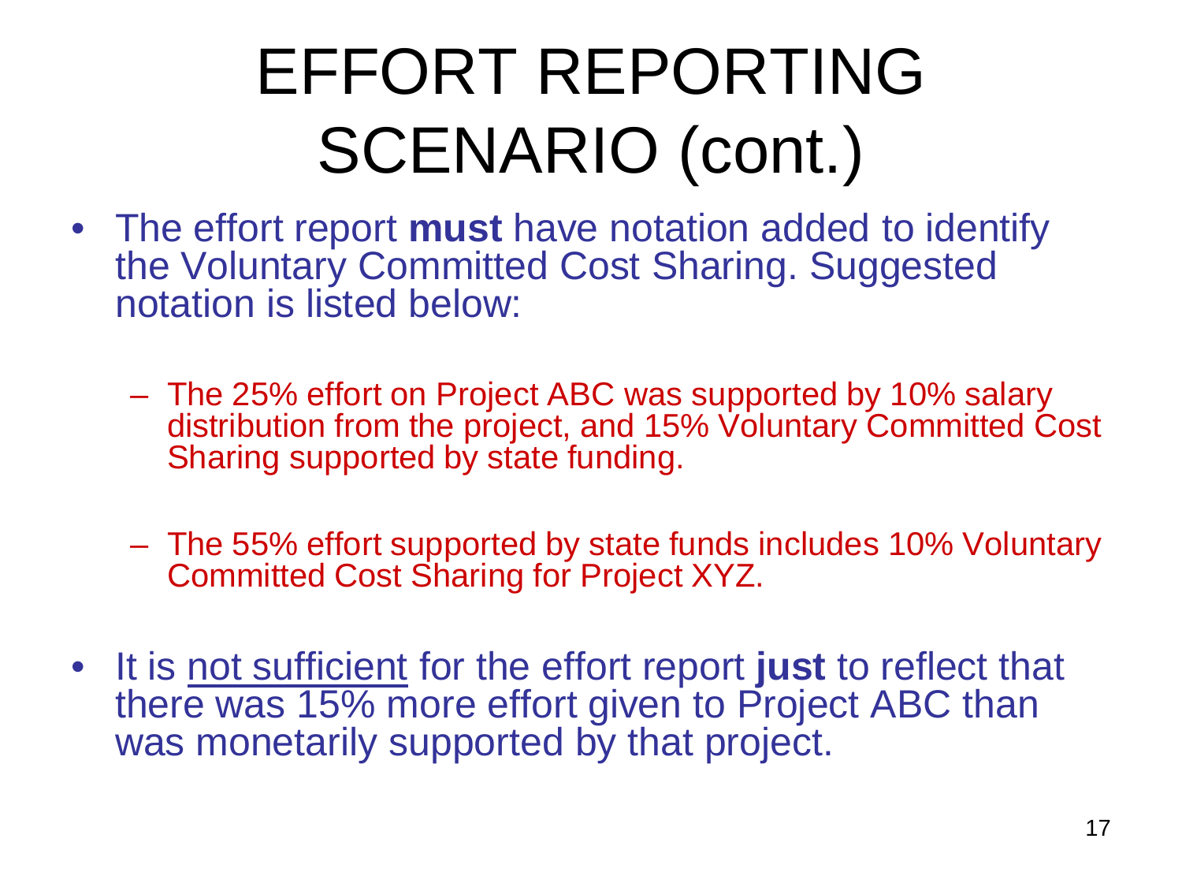# EFFORT REPORTING SCENARIO (cont.)

- The effort report **must** have notation added to identify the Voluntary Committed Cost Sharing. Suggested notation is listed below:
  - The 25% effort on Project ABC was supported by 10% salary distribution from the project, and 15% Voluntary Committed Cost Sharing supported by state funding.
  - The 55% effort supported by state funds includes 10% Voluntary Committed Cost Sharing for Project XYZ.
- It is <u>not sufficient</u> for the effort report **just** to reflect that there was 15% more effort given to Project ABC than was monetarily supported by that project.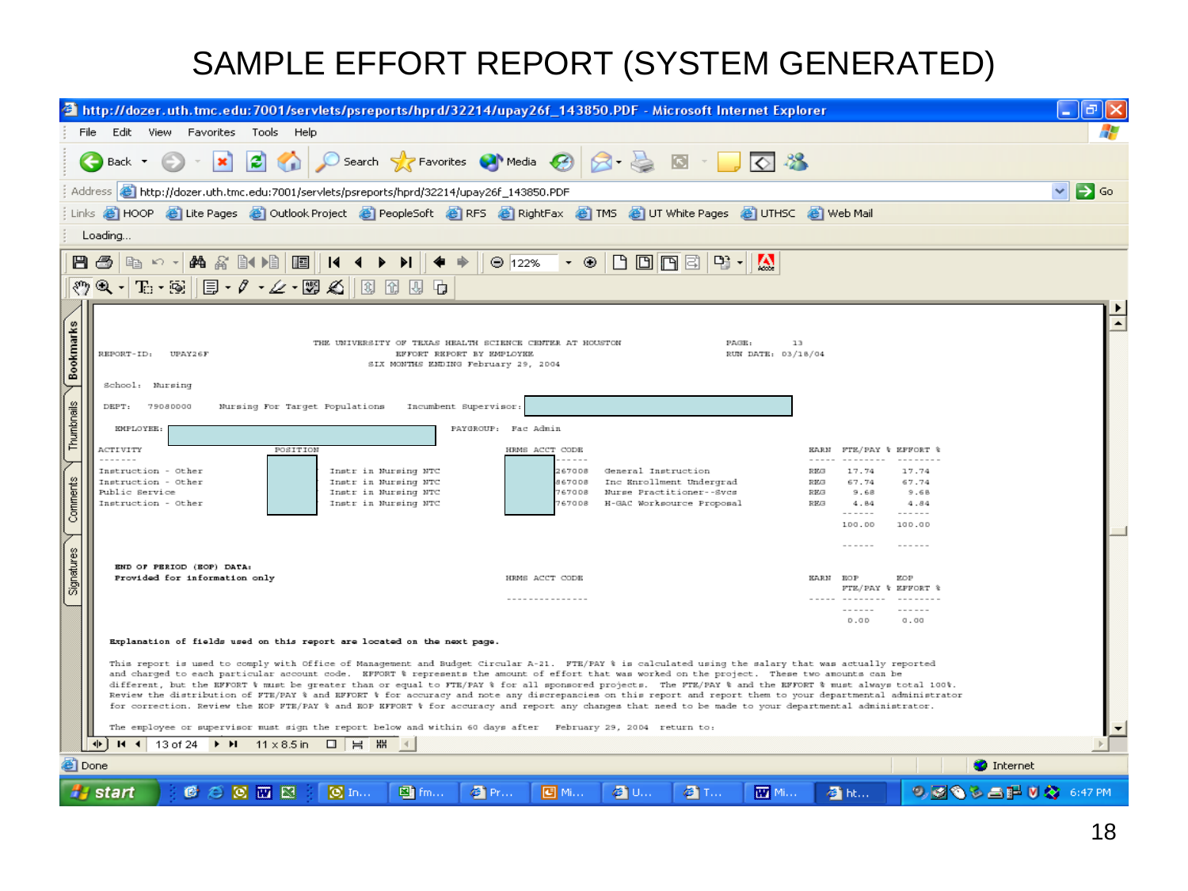# SAMPLE EFFORT REPORT (SYSTEM GENERATED)

THE UNIVERSITY OF TEXAS HEALTH SCIENCE CENTER AT HOUSTON
EFFORT REPORT BY EMPLOYEE
SIX MONTHS ENDING February 29, 2004

REPORT-ID: UPAY26F

PAGE: 13
RUN DATE: 03/18/04

School: Nursing

DEPT: 79080000 Nursing For Target Populations Incumbent Supervisor:

EMPLOYEE:

PAYGROUP: Fac Admin

| ACTIVITY | POSITION | | HRMS ACCT CODE | | EARN | FTE/PAY % | EFFORT % |
|---|---|---|---|---|---|---|---|
| Instruction - Other | | Instr in Nursing NTC | 267008 | General Instruction | REG | 17.74 | 17.74 |
| Instruction - Other | | Instr in Nursing NTC | 867008 | Inc Enrollment Undergrad | REG | 67.74 | 67.74 |
| Public Service | | Instr in Nursing NTC | 767008 | Nurse Practitioner--Svcs | REG | 9.68 | 9.68 |
| Instruction - Other | | Instr in Nursing NTC | 767008 | H-GAC Worksource Proposal | REG | 4.84 | 4.84 |
| | | | | | | 100.00 | 100.00 |

**END OF PERIOD (EOP) DATA:**
**Provided for information only**

| HRMS ACCT CODE | EARN | EOP FTE/PAY % | EOP EFFORT % |
|---|---|---|---|
| | | 0.00 | 0.00 |

**Explanation of fields used on this report are located on the next page.**

This report is used to comply with Office of Management and Budget Circular A-21. FTE/PAY % is calculated using the salary that was actually reported and charged to each particular account code. EFFORT % represents the amount of effort that was worked on the project. These two amounts can be different, but the EFFORT % must be greater than or equal to FTE/PAY % for all sponsored projects. The FTE/PAY % and the EFFORT % must always total 100%. Review the distribution of FTE/PAY % and EFFORT % for accuracy and note any discrepancies on this report and report them to your departmental administrator for correction. Review the EOP FTE/PAY % and EOP EFFORT % for accuracy and report any changes that need to be made to your departmental administrator.

The employee or supervisor must sign the report below and within 60 days after February 29, 2004 return to: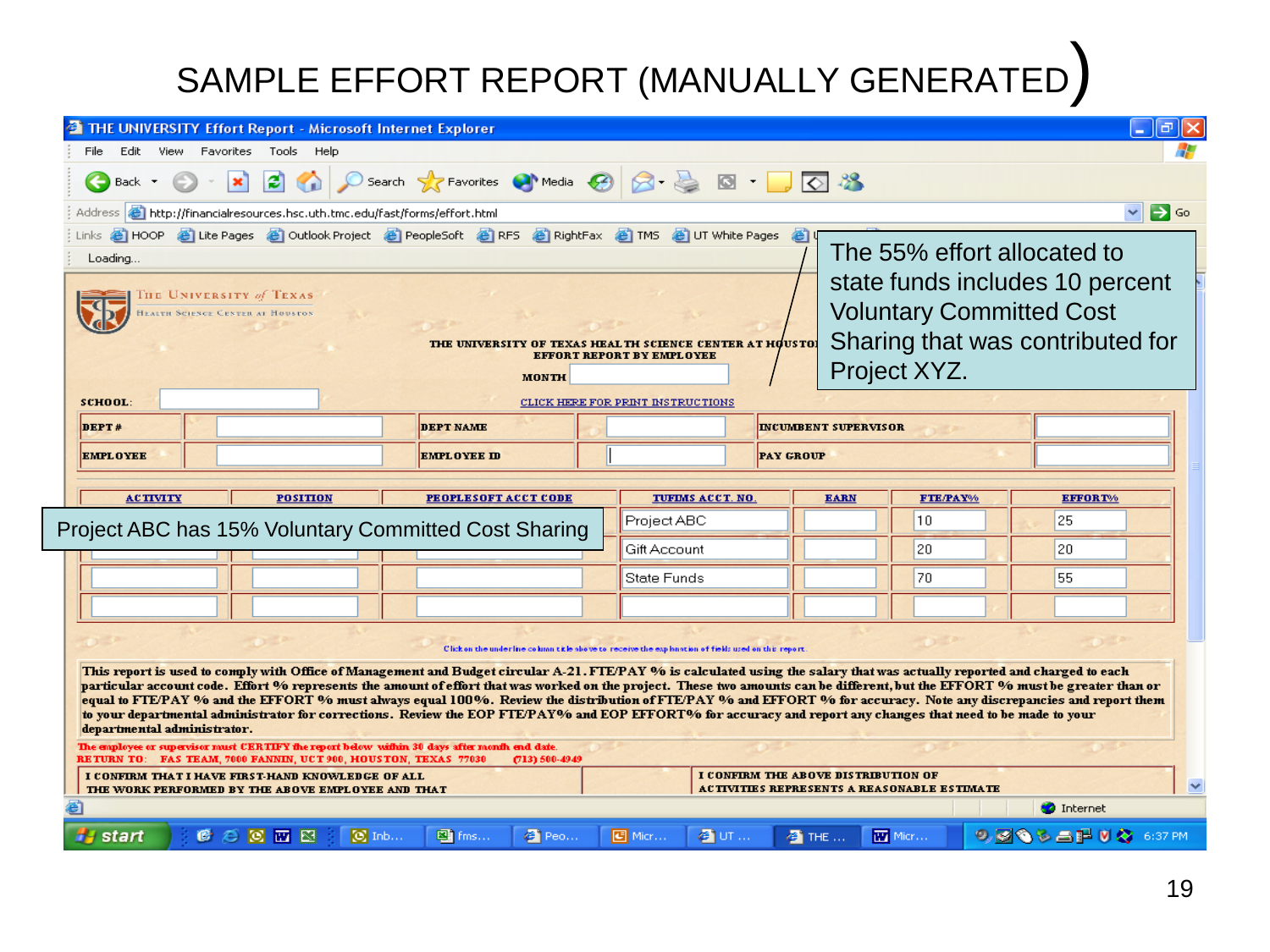# SAMPLE EFFORT REPORT (MANUALLY GENERATED)

THE UNIVERSITY Effort Report - Microsoft Internet Explorer

http://financialresources.hsc.uth.tmc.edu/fast/forms/effort.html

The University of Texas Health Science Center at Houston

**THE UNIVERSITY OF TEXAS HEALTH SCIENCE CENTER AT HOUSTON**
**EFFORT REPORT BY EMPLOYEE**

**MONTH**

**SCHOOL:**

CLICK HERE FOR PRINT INSTRUCTIONS

| DEPT # | | DEPT NAME | | INCUMBENT SUPERVISOR | |
|---|---|---|---|---|---|
| EMPLOYEE | | EMPLOYEE ID | | PAY GROUP | |

| ACTIVITY | POSITION | PEOPLESOFT ACCT CODE | TUFIMS ACCT. NO. | EARN | FTE/PAY% | EFFORT% |
|---|---|---|---|---|---|---|
| | | | Project ABC | | 10 | 25 |
| | | | Gift Account | | 20 | 20 |
| | | | State Funds | | 70 | 55 |
| | | | | | | |

Project ABC has 15% Voluntary Committed Cost Sharing

The 55% effort allocated to state funds includes 10 percent Voluntary Committed Cost Sharing that was contributed for Project XYZ.

Click on the underline column title above to receive the explanation of fields used on the report.

This report is used to comply with Office of Management and Budget circular A-21. FTE/PAY % is calculated using the salary that was actually reported and charged to each particular account code. Effort % represents the amount of effort that was worked on the project. These two amounts can be different, but the EFFORT % must be greater than or equal to FTE/PAY % and the EFFORT % must always equal 100%. Review the distribution of FTE/PAY % and EFFORT % for accuracy. Note any discrepancies and report them to your departmental administrator for corrections. Review the EOP FTE/PAY% and EOP EFFORT% for accuracy and report any changes that need to be made to your departmental administrator.

The employee or supervisor must CERTIFY the report below within 30 days after month end date.
RETURN TO: FAS TEAM, 7000 FANNIN, UCT 900, HOUSTON, TEXAS 77030 (713) 500-4949

| I CONFIRM THAT I HAVE FIRST-HAND KNOWLEDGE OF ALL THE WORK PERFORMED BY THE ABOVE EMPLOYEE AND THAT | | I CONFIRM THE ABOVE DISTRIBUTION OF ACTIVITIES REPRESENTS A REASONABLE ESTIMATE |
|---|---|---|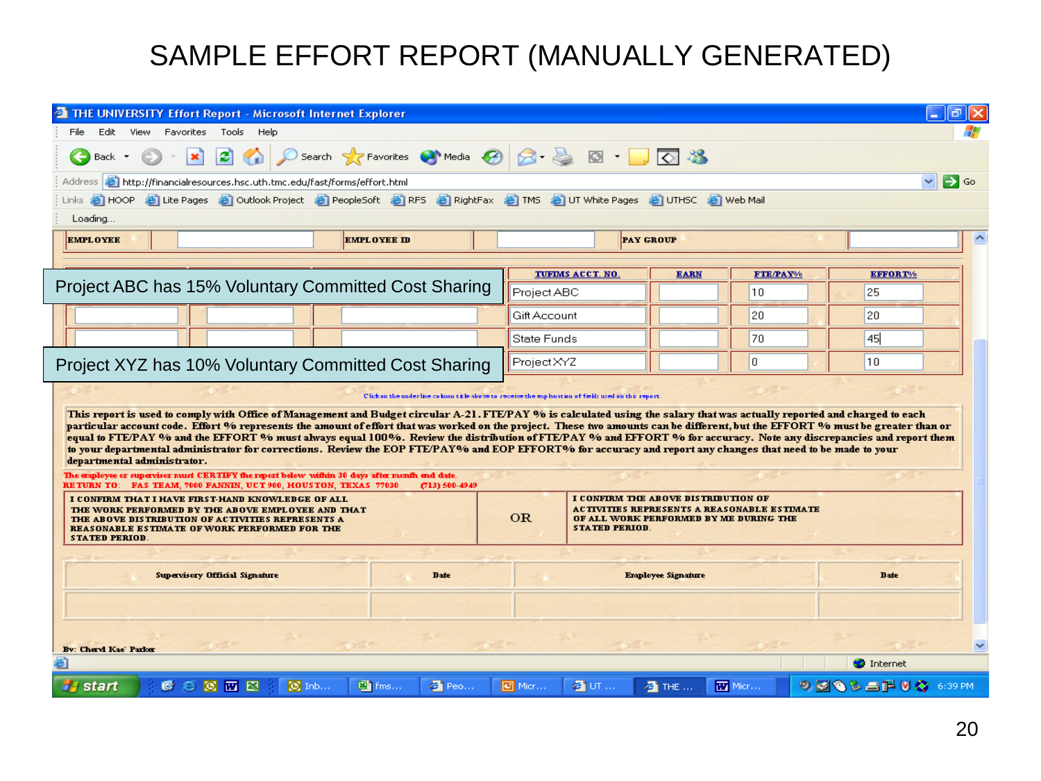# SAMPLE EFFORT REPORT (MANUALLY GENERATED)

| EMPLOYEE | | EMPLOYEE ID | | PAY GROUP | |
|---|---|---|---|---|---|

Project ABC has 15% Voluntary Committed Cost Sharing

Project XYZ has 10% Voluntary Committed Cost Sharing

| TUFIMS ACCT. NO. | EARN | FTE/PAY% | EFFORT% |
|---|---|---|---|
| Project ABC | | 10 | 25 |
| Gift Account | | 20 | 20 |
| State Funds | | 70 | 45 |
| Project XYZ | | 0 | 10 |

Click on the underline column title above to receive the explanation of fields used on this report.

This report is used to comply with Office of Management and Budget circular A-21. FTE/PAY % is calculated using the salary that was actually reported and charged to each particular account code. Effort % represents the amount of effort that was worked on the project. These two amounts can be different, but the EFFORT % must be greater than or equal to FTE/PAY % and the EFFORT % must always equal 100%. Review the distribution of FTE/PAY % and EFFORT % for accuracy. Note any discrepancies and report them to your departmental administrator for corrections. Review the EOP FTE/PAY% and EOP EFFORT% for accuracy and report any changes that need to be made to your departmental administrator.

The employee or supervisor must CERTIFY the report below within 30 days after month end date.
RETURN TO: FAS TEAM, 7000 FANNIN, UCT 900, HOUSTON, TEXAS 77030 (713) 500-4949

| I CONFIRM THAT I HAVE FIRST-HAND KNOWLEDGE OF ALL THE WORK PERFORMED BY THE ABOVE EMPLOYEE AND THAT THE ABOVE DISTRIBUTION OF ACTIVITIES REPRESENTS A REASONABLE ESTIMATE OF WORK PERFORMED FOR THE STATED PERIOD. | OR | I CONFIRM THE ABOVE DISTRIBUTION OF ACTIVITIES REPRESENTS A REASONABLE ESTIMATE OF ALL WORK PERFORMED BY ME DURING THE STATED PERIOD. |
|---|---|---|

| Supervisory Official Signature | Date | Employee Signature | Date |
|---|---|---|---|
| | | | |

By: Cheryl Kae' Parker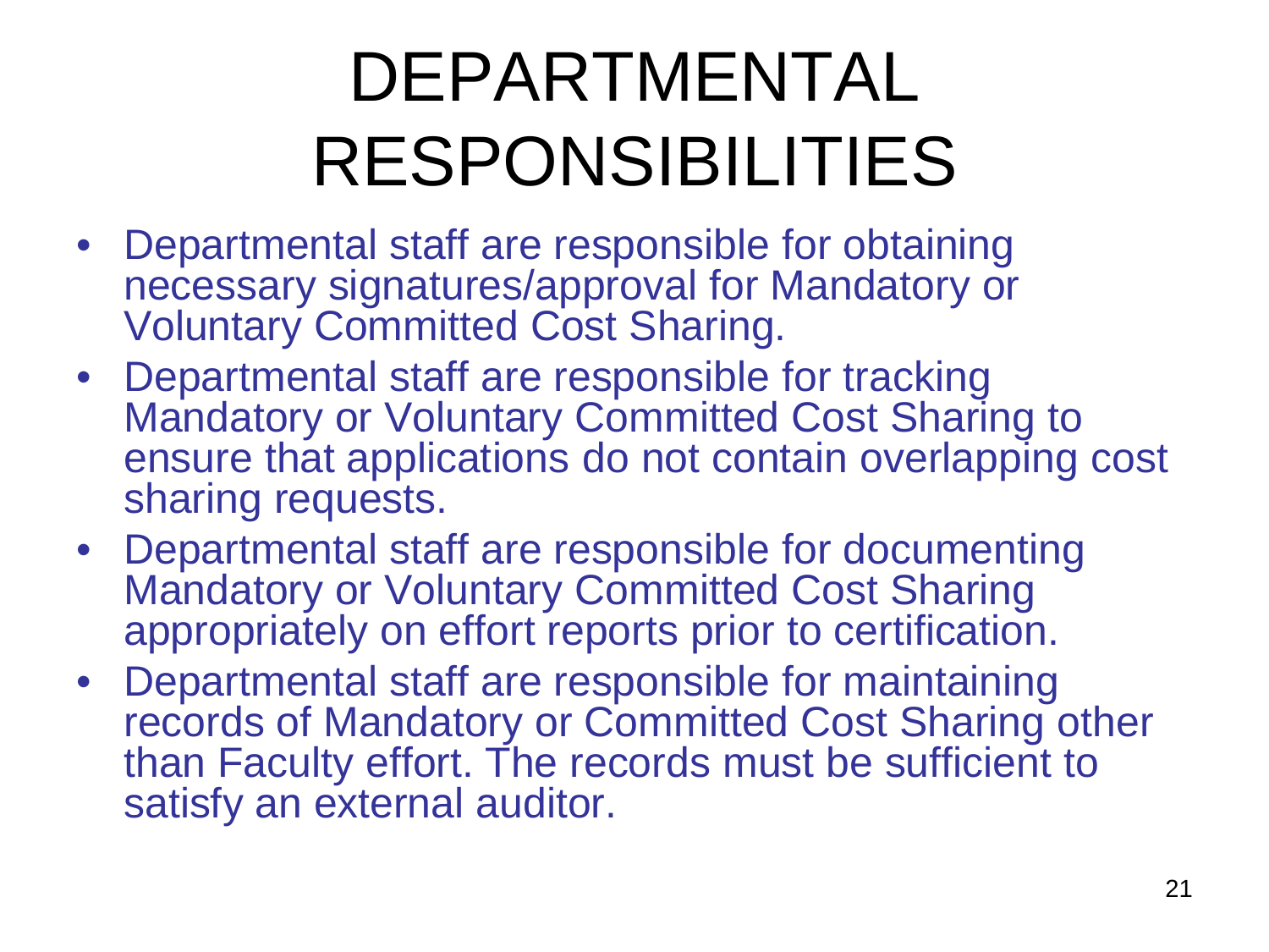# DEPARTMENTAL RESPONSIBILITIES

- Departmental staff are responsible for obtaining necessary signatures/approval for Mandatory or Voluntary Committed Cost Sharing.
- Departmental staff are responsible for tracking Mandatory or Voluntary Committed Cost Sharing to ensure that applications do not contain overlapping cost sharing requests.
- Departmental staff are responsible for documenting Mandatory or Voluntary Committed Cost Sharing appropriately on effort reports prior to certification.
- Departmental staff are responsible for maintaining records of Mandatory or Committed Cost Sharing other than Faculty effort. The records must be sufficient to satisfy an external auditor.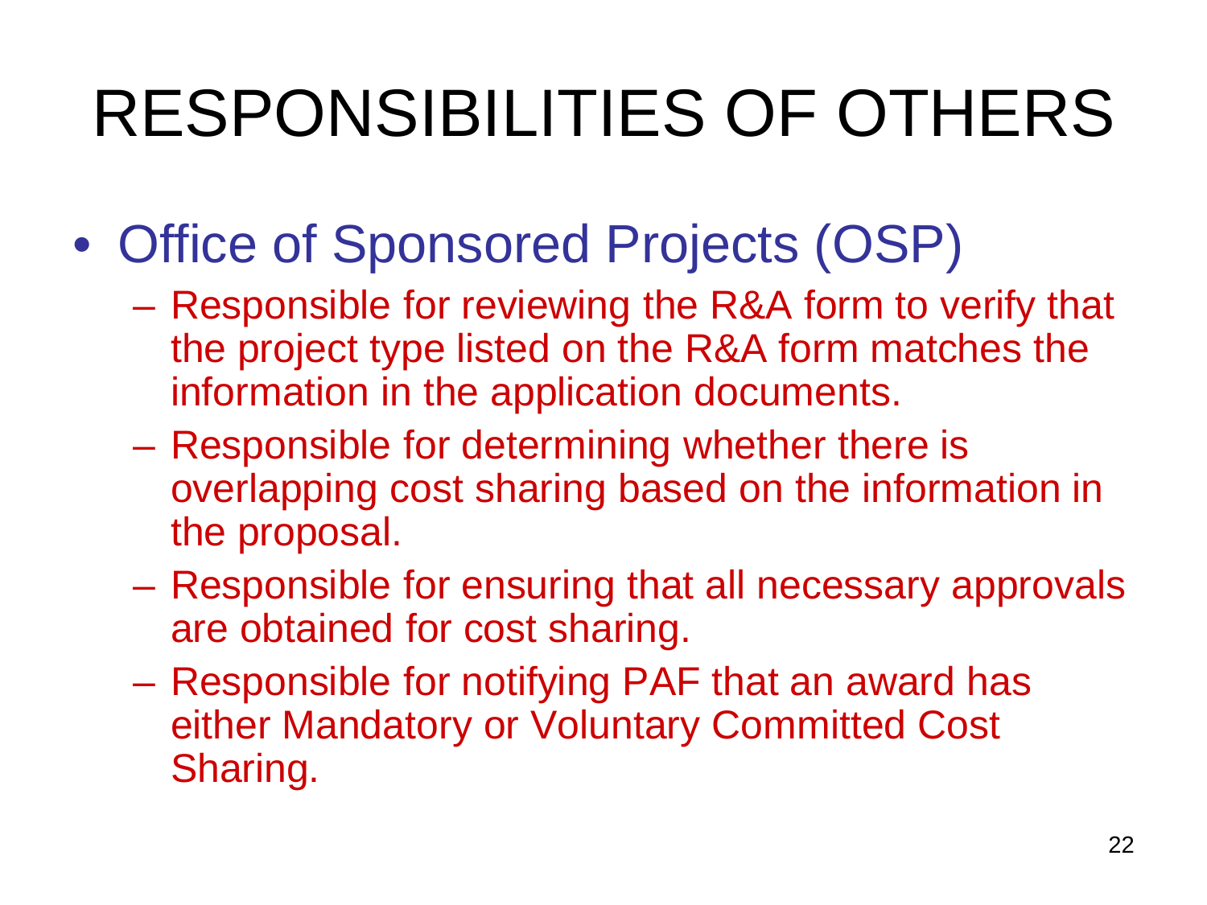# RESPONSIBILITIES OF OTHERS

- Office of Sponsored Projects (OSP)
  - Responsible for reviewing the R&A form to verify that the project type listed on the R&A form matches the information in the application documents.
  - Responsible for determining whether there is overlapping cost sharing based on the information in the proposal.
  - Responsible for ensuring that all necessary approvals are obtained for cost sharing.
  - Responsible for notifying PAF that an award has either Mandatory or Voluntary Committed Cost Sharing.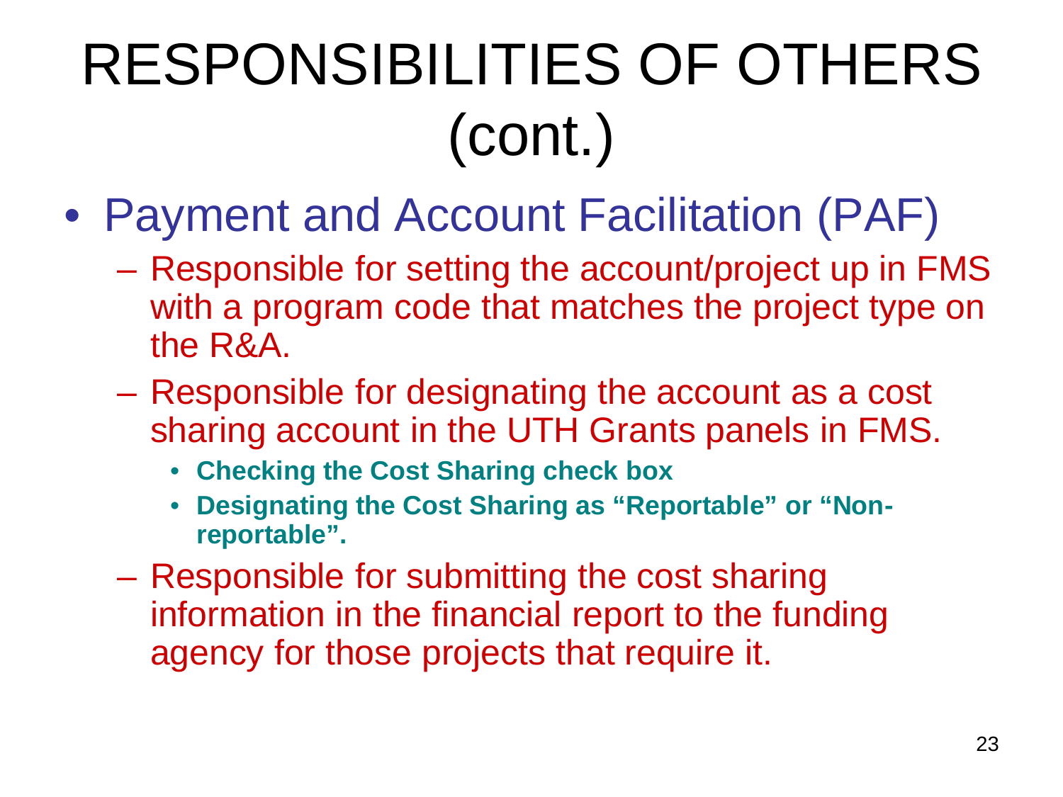# RESPONSIBILITIES OF OTHERS (cont.)

- Payment and Account Facilitation (PAF)
  - Responsible for setting the account/project up in FMS with a program code that matches the project type on the R&A.
  - Responsible for designating the account as a cost sharing account in the UTH Grants panels in FMS.
    - **Checking the Cost Sharing check box**
    - **Designating the Cost Sharing as "Reportable" or "Non-reportable".**
  - Responsible for submitting the cost sharing information in the financial report to the funding agency for those projects that require it.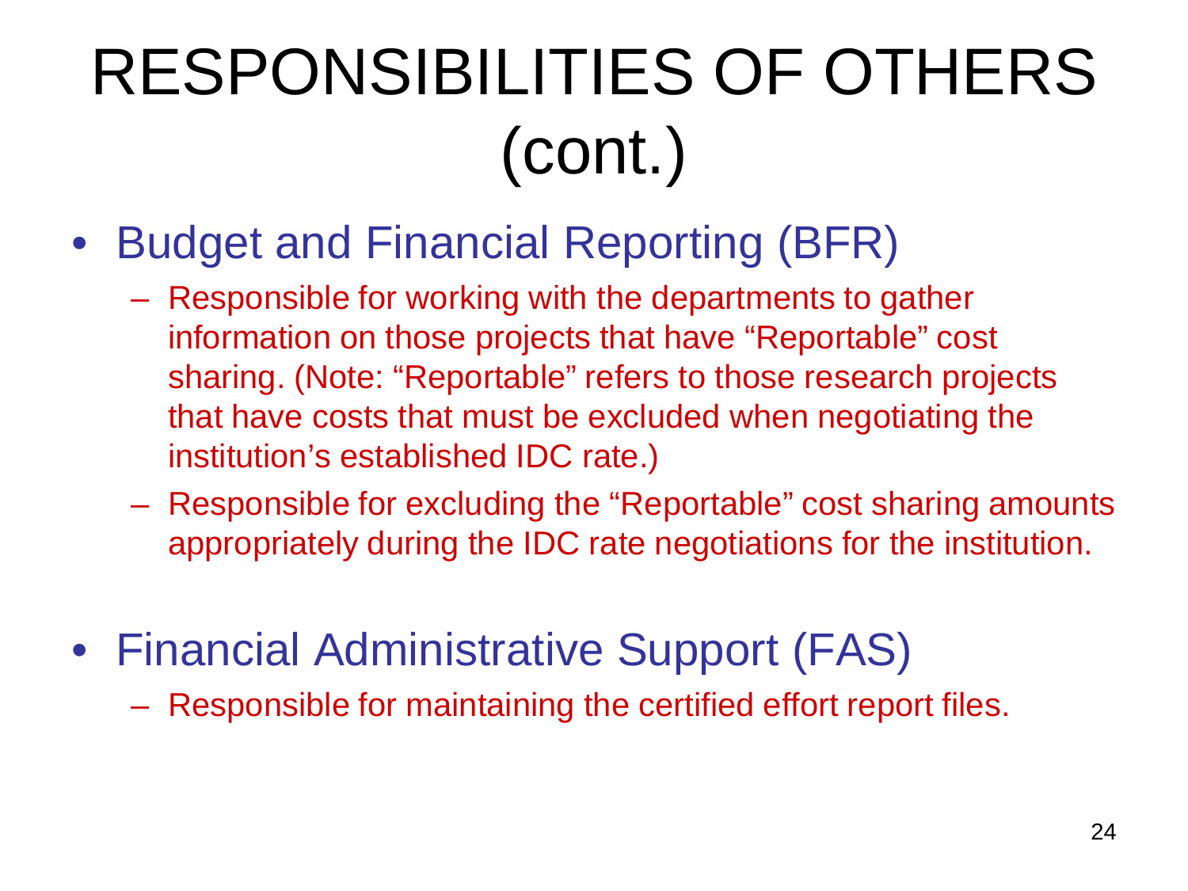# RESPONSIBILITIES OF OTHERS (cont.)

- Budget and Financial Reporting (BFR)
  - Responsible for working with the departments to gather information on those projects that have “Reportable” cost sharing. (Note: “Reportable” refers to those research projects that have costs that must be excluded when negotiating the institution’s established IDC rate.)
  - Responsible for excluding the “Reportable” cost sharing amounts appropriately during the IDC rate negotiations for the institution.

- Financial Administrative Support (FAS)
  - Responsible for maintaining the certified effort report files.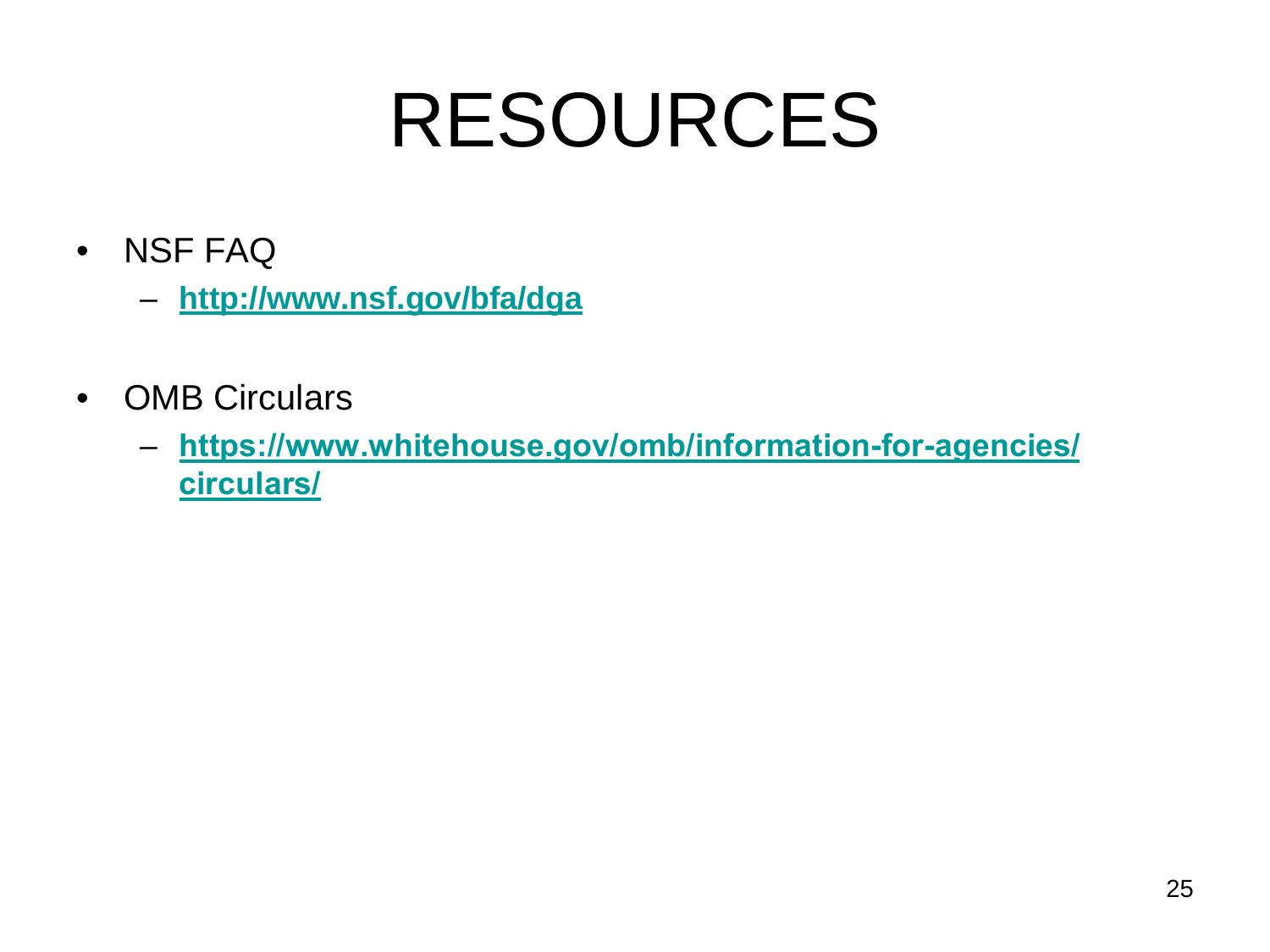# RESOURCES

- NSF FAQ
  - **http://www.nsf.gov/bfa/dga**
- OMB Circulars
  - **https://www.whitehouse.gov/omb/information-for-agencies/circulars/**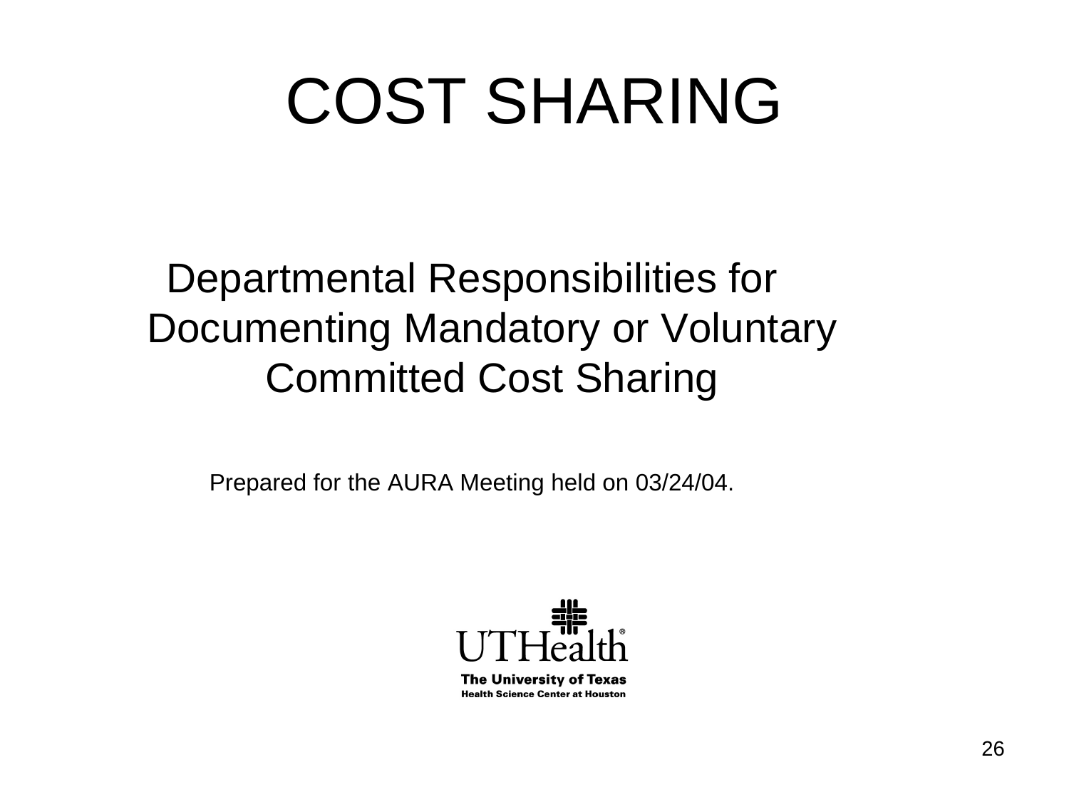# COST SHARING

## Departmental Responsibilities for Documenting Mandatory or Voluntary Committed Cost Sharing

Prepared for the AURA Meeting held on 03/24/04.

UTHealth®

**The University of Texas**
**Health Science Center at Houston**